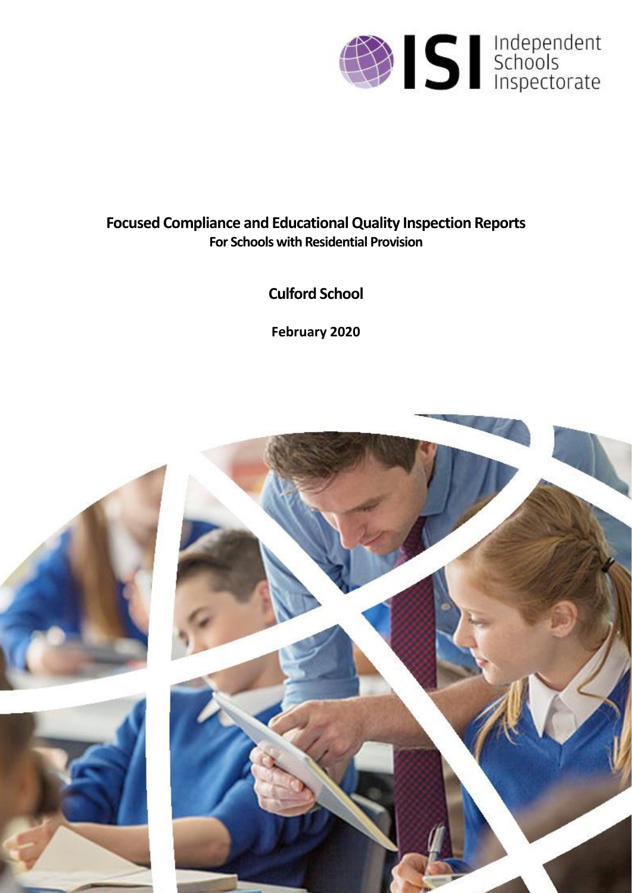# Focused Compliance and Educational Quality Inspection Reports

## For Schools with Residential Provision

## Culford School

**February 2020**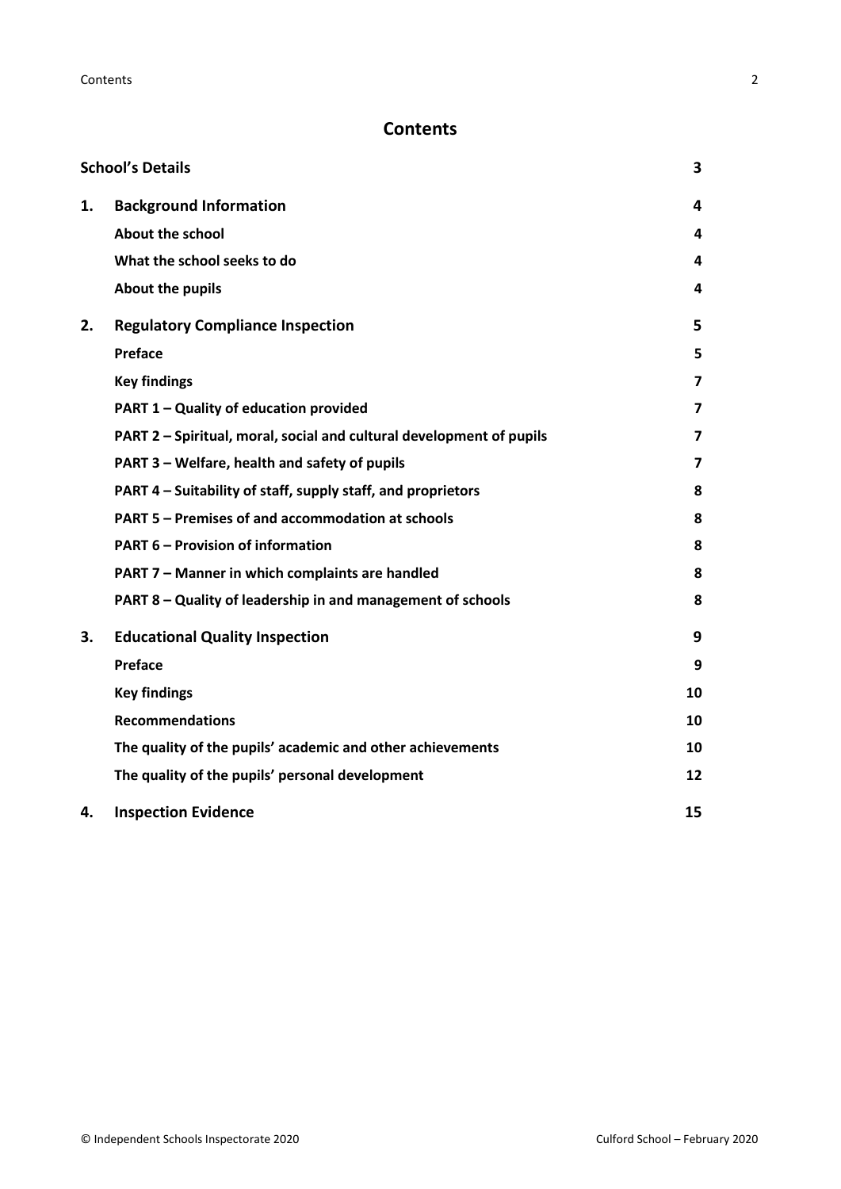# Contents

| | | |
|---|---|---|
| **School's Details** | | **3** |
| **1.** | **Background Information** | **4** |
| | **About the school** | **4** |
| | **What the school seeks to do** | **4** |
| | **About the pupils** | **4** |
| **2.** | **Regulatory Compliance Inspection** | **5** |
| | **Preface** | **5** |
| | **Key findings** | **7** |
| | **PART 1 – Quality of education provided** | **7** |
| | **PART 2 – Spiritual, moral, social and cultural development of pupils** | **7** |
| | **PART 3 – Welfare, health and safety of pupils** | **7** |
| | **PART 4 – Suitability of staff, supply staff, and proprietors** | **8** |
| | **PART 5 – Premises of and accommodation at schools** | **8** |
| | **PART 6 – Provision of information** | **8** |
| | **PART 7 – Manner in which complaints are handled** | **8** |
| | **PART 8 – Quality of leadership in and management of schools** | **8** |
| **3.** | **Educational Quality Inspection** | **9** |
| | **Preface** | **9** |
| | **Key findings** | **10** |
| | **Recommendations** | **10** |
| | **The quality of the pupils' academic and other achievements** | **10** |
| | **The quality of the pupils' personal development** | **12** |
| **4.** | **Inspection Evidence** | **15** |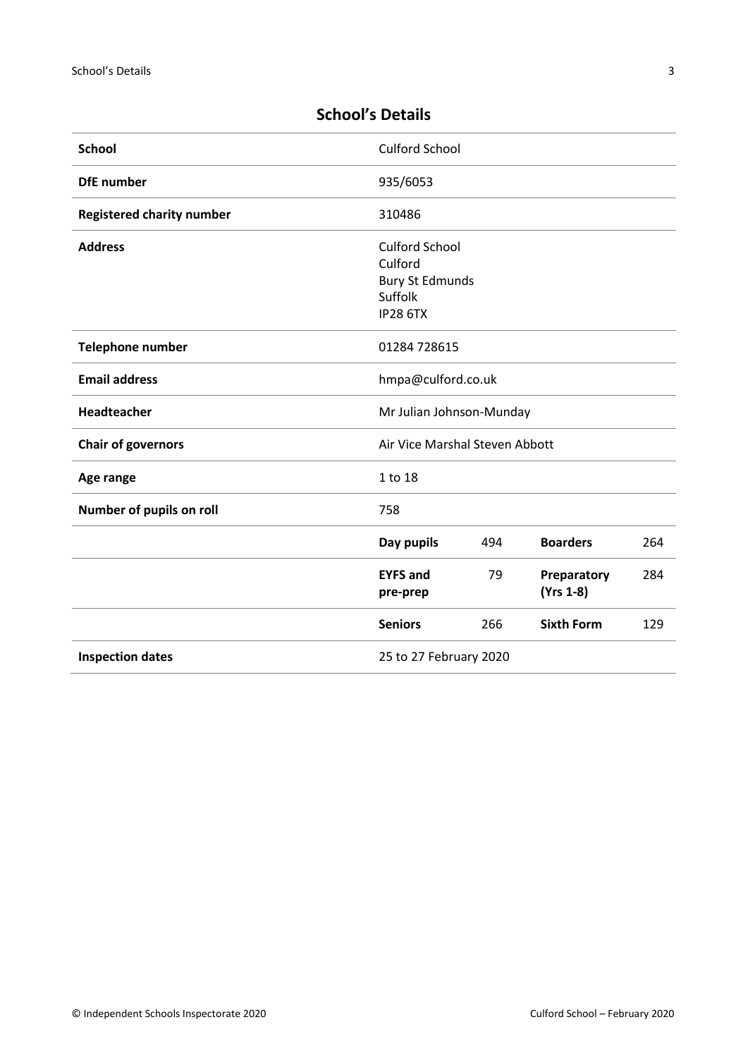## School's Details

| | | | | |
|---|---|---|---|---|
| **School** | Culford School | | | |
| **DfE number** | 935/6053 | | | |
| **Registered charity number** | 310486 | | | |
| **Address** | Culford School<br>Culford<br>Bury St Edmunds<br>Suffolk<br>IP28 6TX | | | |
| **Telephone number** | 01284 728615 | | | |
| **Email address** | hmpa@culford.co.uk | | | |
| **Headteacher** | Mr Julian Johnson-Munday | | | |
| **Chair of governors** | Air Vice Marshal Steven Abbott | | | |
| **Age range** | 1 to 18 | | | |
| **Number of pupils on roll** | 758 | | | |
| | **Day pupils** | 494 | **Boarders** | 264 |
| | **EYFS and pre-prep** | 79 | **Preparatory (Yrs 1-8)** | 284 |
| | **Seniors** | 266 | **Sixth Form** | 129 |
| **Inspection dates** | 25 to 27 February 2020 | | | |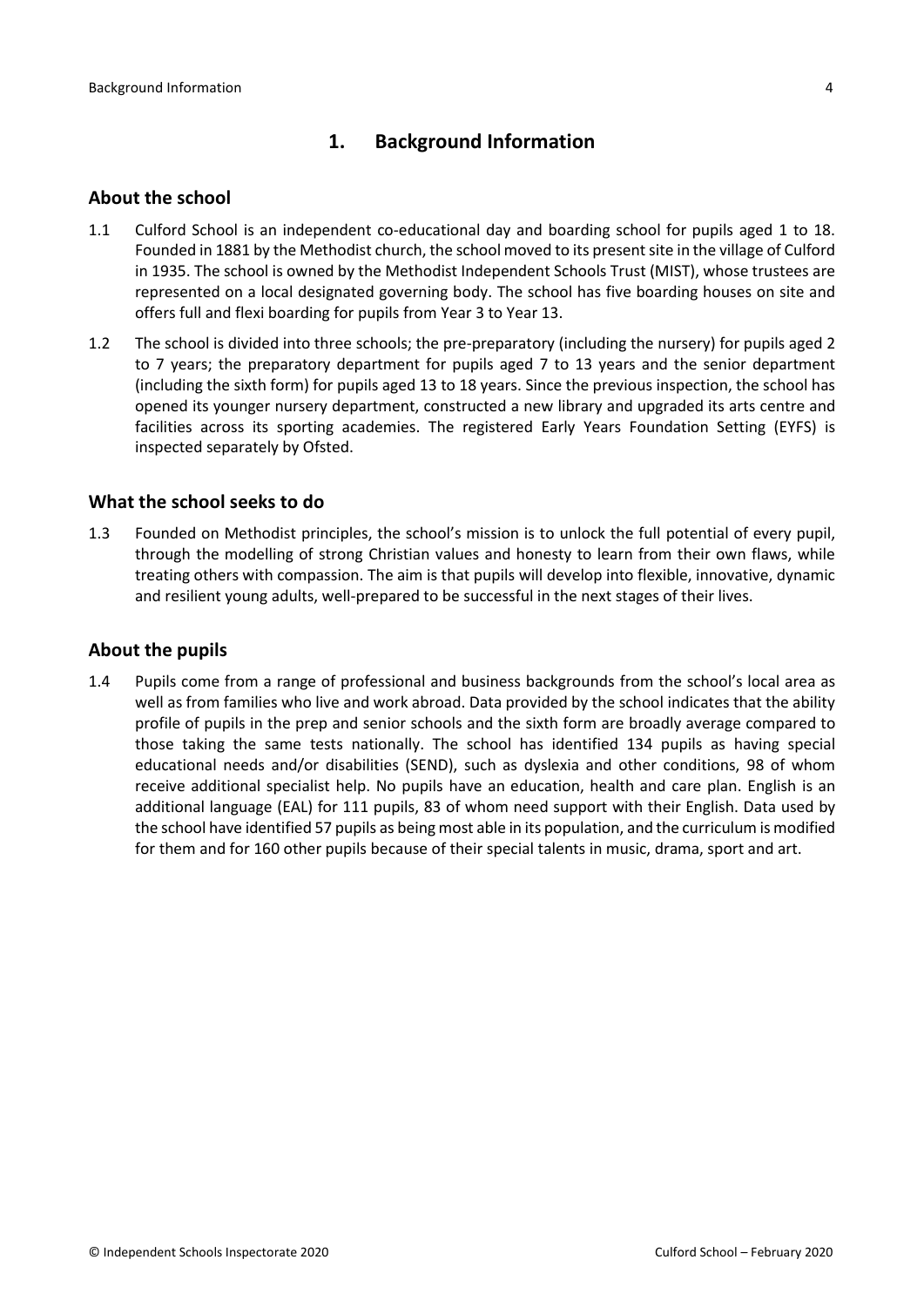# 1. Background Information

## About the school

1.1 Culford School is an independent co-educational day and boarding school for pupils aged 1 to 18. Founded in 1881 by the Methodist church, the school moved to its present site in the village of Culford in 1935. The school is owned by the Methodist Independent Schools Trust (MIST), whose trustees are represented on a local designated governing body. The school has five boarding houses on site and offers full and flexi boarding for pupils from Year 3 to Year 13.

1.2 The school is divided into three schools; the pre-preparatory (including the nursery) for pupils aged 2 to 7 years; the preparatory department for pupils aged 7 to 13 years and the senior department (including the sixth form) for pupils aged 13 to 18 years. Since the previous inspection, the school has opened its younger nursery department, constructed a new library and upgraded its arts centre and facilities across its sporting academies. The registered Early Years Foundation Setting (EYFS) is inspected separately by Ofsted.

## What the school seeks to do

1.3 Founded on Methodist principles, the school's mission is to unlock the full potential of every pupil, through the modelling of strong Christian values and honesty to learn from their own flaws, while treating others with compassion. The aim is that pupils will develop into flexible, innovative, dynamic and resilient young adults, well-prepared to be successful in the next stages of their lives.

## About the pupils

1.4 Pupils come from a range of professional and business backgrounds from the school's local area as well as from families who live and work abroad. Data provided by the school indicates that the ability profile of pupils in the prep and senior schools and the sixth form are broadly average compared to those taking the same tests nationally. The school has identified 134 pupils as having special educational needs and/or disabilities (SEND), such as dyslexia and other conditions, 98 of whom receive additional specialist help. No pupils have an education, health and care plan. English is an additional language (EAL) for 111 pupils, 83 of whom need support with their English. Data used by the school have identified 57 pupils as being most able in its population, and the curriculum is modified for them and for 160 other pupils because of their special talents in music, drama, sport and art.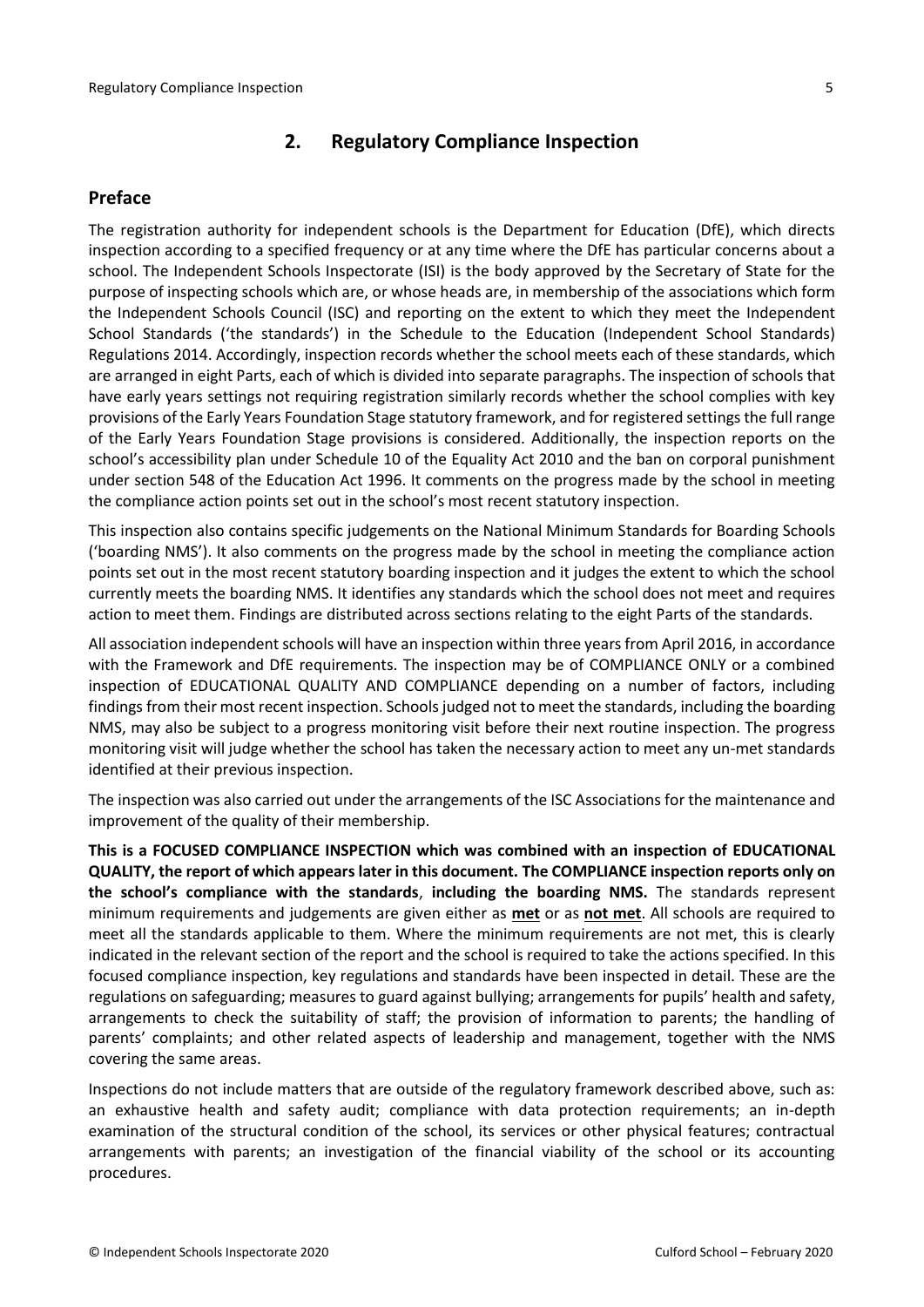## 2. Regulatory Compliance Inspection

### Preface

The registration authority for independent schools is the Department for Education (DfE), which directs inspection according to a specified frequency or at any time where the DfE has particular concerns about a school. The Independent Schools Inspectorate (ISI) is the body approved by the Secretary of State for the purpose of inspecting schools which are, or whose heads are, in membership of the associations which form the Independent Schools Council (ISC) and reporting on the extent to which they meet the Independent School Standards ('the standards') in the Schedule to the Education (Independent School Standards) Regulations 2014. Accordingly, inspection records whether the school meets each of these standards, which are arranged in eight Parts, each of which is divided into separate paragraphs. The inspection of schools that have early years settings not requiring registration similarly records whether the school complies with key provisions of the Early Years Foundation Stage statutory framework, and for registered settings the full range of the Early Years Foundation Stage provisions is considered. Additionally, the inspection reports on the school's accessibility plan under Schedule 10 of the Equality Act 2010 and the ban on corporal punishment under section 548 of the Education Act 1996. It comments on the progress made by the school in meeting the compliance action points set out in the school's most recent statutory inspection.

This inspection also contains specific judgements on the National Minimum Standards for Boarding Schools ('boarding NMS'). It also comments on the progress made by the school in meeting the compliance action points set out in the most recent statutory boarding inspection and it judges the extent to which the school currently meets the boarding NMS. It identifies any standards which the school does not meet and requires action to meet them. Findings are distributed across sections relating to the eight Parts of the standards.

All association independent schools will have an inspection within three years from April 2016, in accordance with the Framework and DfE requirements. The inspection may be of COMPLIANCE ONLY or a combined inspection of EDUCATIONAL QUALITY AND COMPLIANCE depending on a number of factors, including findings from their most recent inspection. Schools judged not to meet the standards, including the boarding NMS, may also be subject to a progress monitoring visit before their next routine inspection. The progress monitoring visit will judge whether the school has taken the necessary action to meet any un-met standards identified at their previous inspection.

The inspection was also carried out under the arrangements of the ISC Associations for the maintenance and improvement of the quality of their membership.

**This is a FOCUSED COMPLIANCE INSPECTION which was combined with an inspection of EDUCATIONAL QUALITY, the report of which appears later in this document. The COMPLIANCE inspection reports only on the school's compliance with the standards**, **including the boarding NMS.** The standards represent minimum requirements and judgements are given either as **met** or as **not met**. All schools are required to meet all the standards applicable to them. Where the minimum requirements are not met, this is clearly indicated in the relevant section of the report and the school is required to take the actions specified. In this focused compliance inspection, key regulations and standards have been inspected in detail. These are the regulations on safeguarding; measures to guard against bullying; arrangements for pupils' health and safety, arrangements to check the suitability of staff; the provision of information to parents; the handling of parents' complaints; and other related aspects of leadership and management, together with the NMS covering the same areas.

Inspections do not include matters that are outside of the regulatory framework described above, such as: an exhaustive health and safety audit; compliance with data protection requirements; an in-depth examination of the structural condition of the school, its services or other physical features; contractual arrangements with parents; an investigation of the financial viability of the school or its accounting procedures.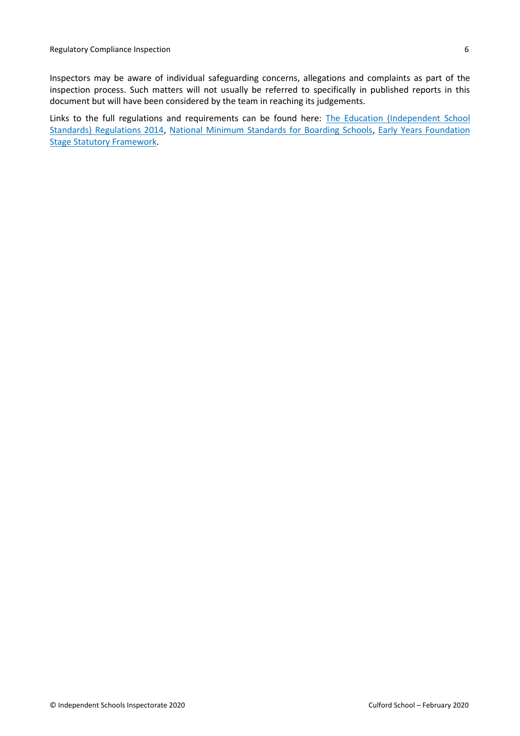Inspectors may be aware of individual safeguarding concerns, allegations and complaints as part of the inspection process. Such matters will not usually be referred to specifically in published reports in this document but will have been considered by the team in reaching its judgements.

Links to the full regulations and requirements can be found here: The Education (Independent School Standards) Regulations 2014, National Minimum Standards for Boarding Schools, Early Years Foundation Stage Statutory Framework.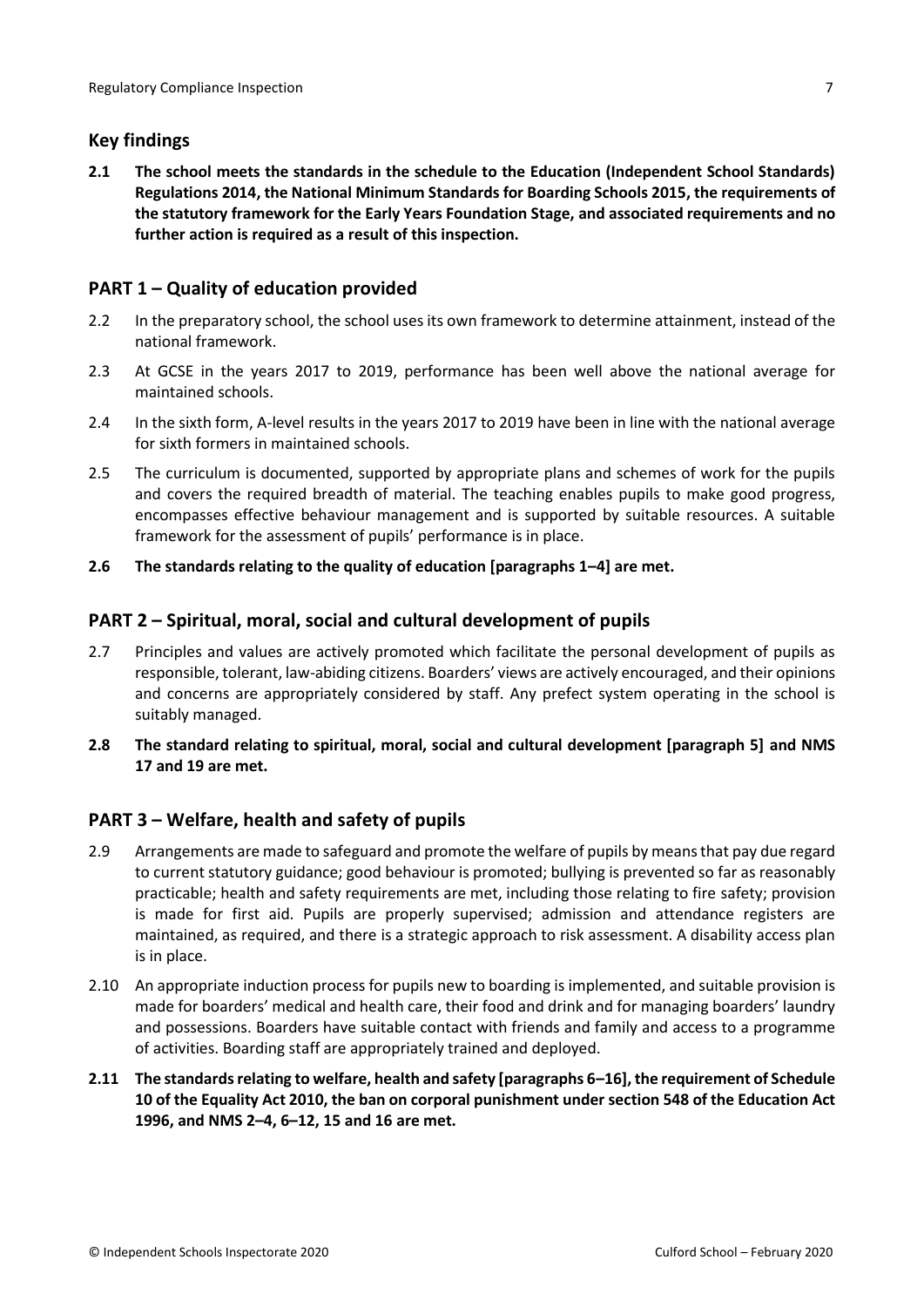## Key findings

**2.1 The school meets the standards in the schedule to the Education (Independent School Standards) Regulations 2014, the National Minimum Standards for Boarding Schools 2015, the requirements of the statutory framework for the Early Years Foundation Stage, and associated requirements and no further action is required as a result of this inspection.**

## PART 1 – Quality of education provided

2.2 In the preparatory school, the school uses its own framework to determine attainment, instead of the national framework.

2.3 At GCSE in the years 2017 to 2019, performance has been well above the national average for maintained schools.

2.4 In the sixth form, A-level results in the years 2017 to 2019 have been in line with the national average for sixth formers in maintained schools.

2.5 The curriculum is documented, supported by appropriate plans and schemes of work for the pupils and covers the required breadth of material. The teaching enables pupils to make good progress, encompasses effective behaviour management and is supported by suitable resources. A suitable framework for the assessment of pupils' performance is in place.

**2.6 The standards relating to the quality of education [paragraphs 1–4] are met.**

## PART 2 – Spiritual, moral, social and cultural development of pupils

2.7 Principles and values are actively promoted which facilitate the personal development of pupils as responsible, tolerant, law-abiding citizens. Boarders' views are actively encouraged, and their opinions and concerns are appropriately considered by staff. Any prefect system operating in the school is suitably managed.

**2.8 The standard relating to spiritual, moral, social and cultural development [paragraph 5] and NMS 17 and 19 are met.**

## PART 3 – Welfare, health and safety of pupils

2.9 Arrangements are made to safeguard and promote the welfare of pupils by means that pay due regard to current statutory guidance; good behaviour is promoted; bullying is prevented so far as reasonably practicable; health and safety requirements are met, including those relating to fire safety; provision is made for first aid. Pupils are properly supervised; admission and attendance registers are maintained, as required, and there is a strategic approach to risk assessment. A disability access plan is in place.

2.10 An appropriate induction process for pupils new to boarding is implemented, and suitable provision is made for boarders' medical and health care, their food and drink and for managing boarders' laundry and possessions. Boarders have suitable contact with friends and family and access to a programme of activities. Boarding staff are appropriately trained and deployed.

**2.11 The standards relating to welfare, health and safety [paragraphs 6–16], the requirement of Schedule 10 of the Equality Act 2010, the ban on corporal punishment under section 548 of the Education Act 1996, and NMS 2–4, 6–12, 15 and 16 are met.**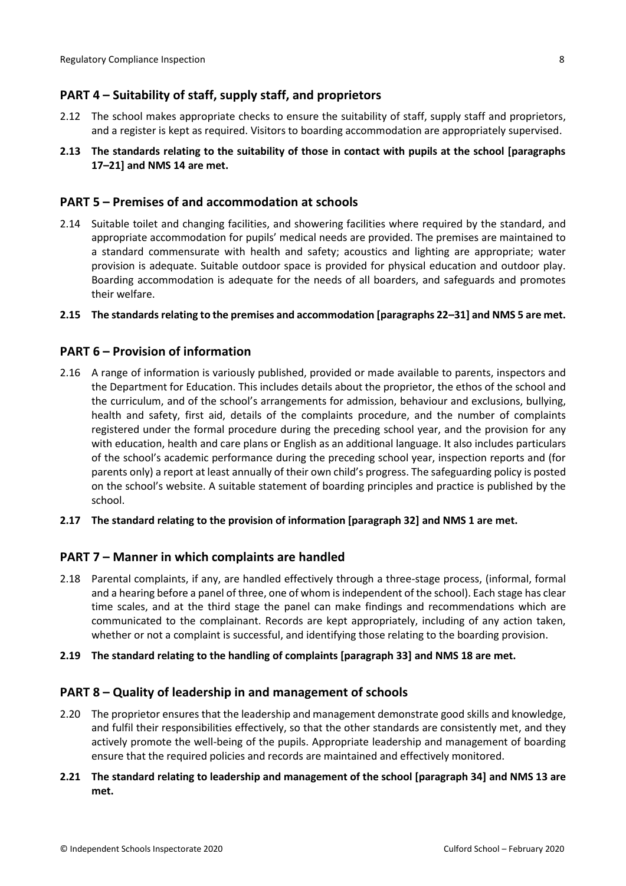## PART 4 – Suitability of staff, supply staff, and proprietors

2.12 The school makes appropriate checks to ensure the suitability of staff, supply staff and proprietors, and a register is kept as required. Visitors to boarding accommodation are appropriately supervised.

**2.13 The standards relating to the suitability of those in contact with pupils at the school [paragraphs 17–21] and NMS 14 are met.**

## PART 5 – Premises of and accommodation at schools

2.14 Suitable toilet and changing facilities, and showering facilities where required by the standard, and appropriate accommodation for pupils' medical needs are provided. The premises are maintained to a standard commensurate with health and safety; acoustics and lighting are appropriate; water provision is adequate. Suitable outdoor space is provided for physical education and outdoor play. Boarding accommodation is adequate for the needs of all boarders, and safeguards and promotes their welfare.

**2.15 The standards relating to the premises and accommodation [paragraphs 22–31] and NMS 5 are met.**

## PART 6 – Provision of information

2.16 A range of information is variously published, provided or made available to parents, inspectors and the Department for Education. This includes details about the proprietor, the ethos of the school and the curriculum, and of the school's arrangements for admission, behaviour and exclusions, bullying, health and safety, first aid, details of the complaints procedure, and the number of complaints registered under the formal procedure during the preceding school year, and the provision for any with education, health and care plans or English as an additional language. It also includes particulars of the school's academic performance during the preceding school year, inspection reports and (for parents only) a report at least annually of their own child's progress. The safeguarding policy is posted on the school's website. A suitable statement of boarding principles and practice is published by the school.

**2.17 The standard relating to the provision of information [paragraph 32] and NMS 1 are met.**

## PART 7 – Manner in which complaints are handled

2.18 Parental complaints, if any, are handled effectively through a three-stage process, (informal, formal and a hearing before a panel of three, one of whom is independent of the school). Each stage has clear time scales, and at the third stage the panel can make findings and recommendations which are communicated to the complainant. Records are kept appropriately, including of any action taken, whether or not a complaint is successful, and identifying those relating to the boarding provision.

**2.19 The standard relating to the handling of complaints [paragraph 33] and NMS 18 are met.**

## PART 8 – Quality of leadership in and management of schools

2.20 The proprietor ensures that the leadership and management demonstrate good skills and knowledge, and fulfil their responsibilities effectively, so that the other standards are consistently met, and they actively promote the well-being of the pupils. Appropriate leadership and management of boarding ensure that the required policies and records are maintained and effectively monitored.

**2.21 The standard relating to leadership and management of the school [paragraph 34] and NMS 13 are met.**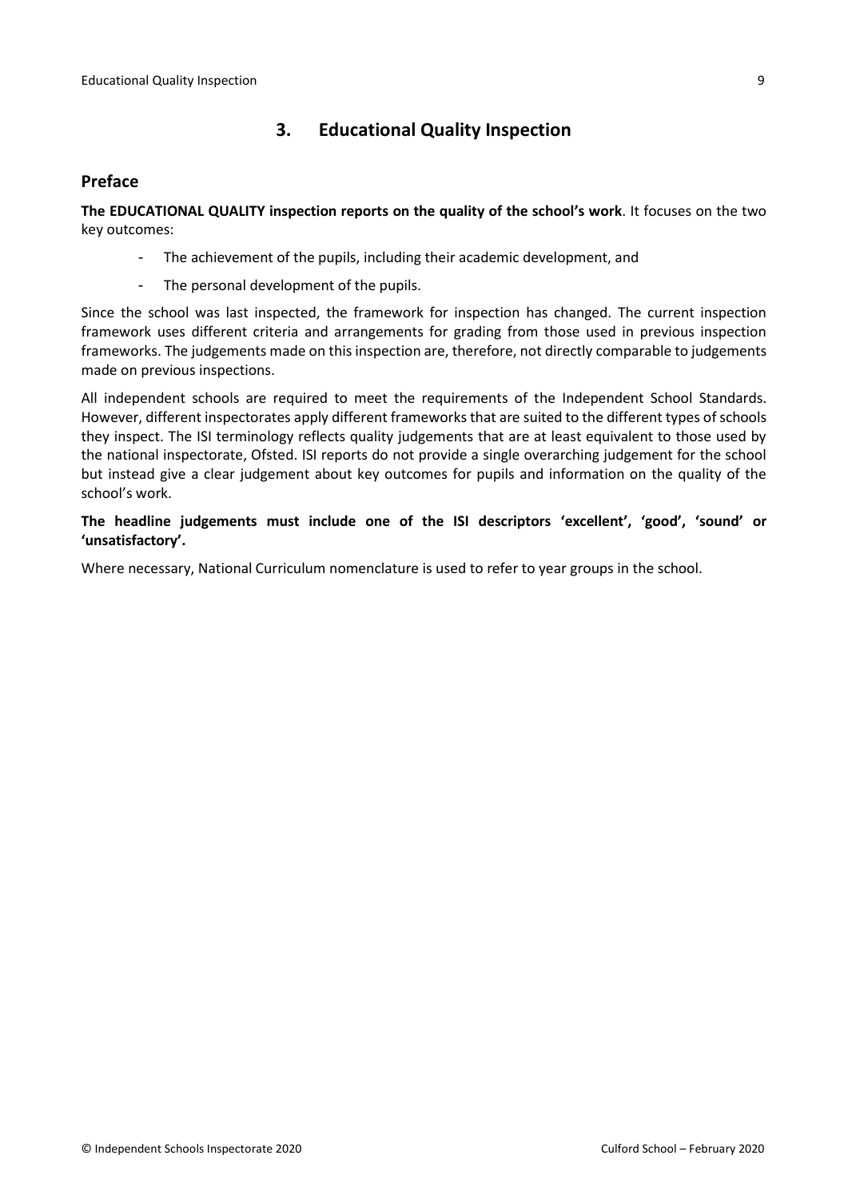## 3. Educational Quality Inspection

### Preface

**The EDUCATIONAL QUALITY inspection reports on the quality of the school's work**. It focuses on the two key outcomes:

- The achievement of the pupils, including their academic development, and
- The personal development of the pupils.

Since the school was last inspected, the framework for inspection has changed. The current inspection framework uses different criteria and arrangements for grading from those used in previous inspection frameworks. The judgements made on this inspection are, therefore, not directly comparable to judgements made on previous inspections.

All independent schools are required to meet the requirements of the Independent School Standards. However, different inspectorates apply different frameworks that are suited to the different types of schools they inspect. The ISI terminology reflects quality judgements that are at least equivalent to those used by the national inspectorate, Ofsted. ISI reports do not provide a single overarching judgement for the school but instead give a clear judgement about key outcomes for pupils and information on the quality of the school's work.

**The headline judgements must include one of the ISI descriptors 'excellent', 'good', 'sound' or 'unsatisfactory'.**

Where necessary, National Curriculum nomenclature is used to refer to year groups in the school.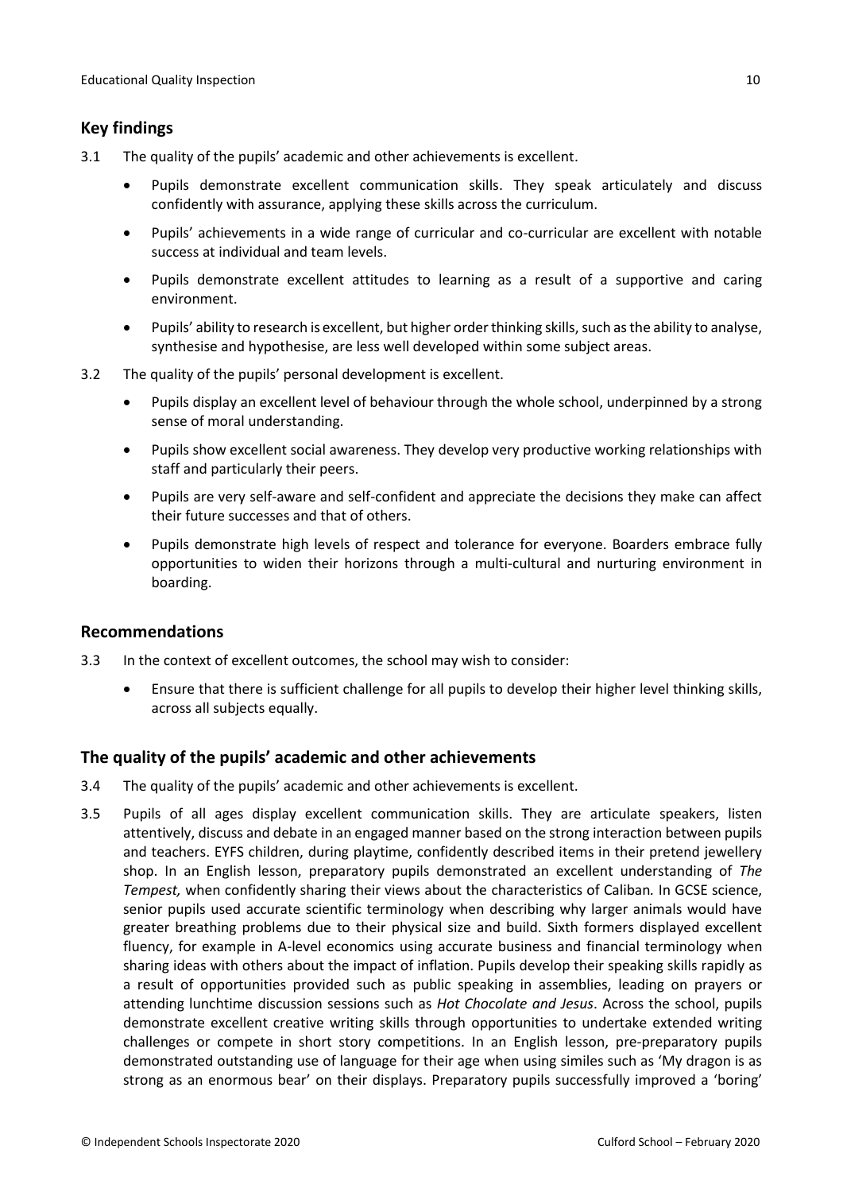## Key findings

3.1 The quality of the pupils' academic and other achievements is excellent.

- Pupils demonstrate excellent communication skills. They speak articulately and discuss confidently with assurance, applying these skills across the curriculum.
- Pupils' achievements in a wide range of curricular and co-curricular are excellent with notable success at individual and team levels.
- Pupils demonstrate excellent attitudes to learning as a result of a supportive and caring environment.
- Pupils' ability to research is excellent, but higher order thinking skills, such as the ability to analyse, synthesise and hypothesise, are less well developed within some subject areas.

3.2 The quality of the pupils' personal development is excellent.

- Pupils display an excellent level of behaviour through the whole school, underpinned by a strong sense of moral understanding.
- Pupils show excellent social awareness. They develop very productive working relationships with staff and particularly their peers.
- Pupils are very self-aware and self-confident and appreciate the decisions they make can affect their future successes and that of others.
- Pupils demonstrate high levels of respect and tolerance for everyone. Boarders embrace fully opportunities to widen their horizons through a multi-cultural and nurturing environment in boarding.

## Recommendations

3.3 In the context of excellent outcomes, the school may wish to consider:

- Ensure that there is sufficient challenge for all pupils to develop their higher level thinking skills, across all subjects equally.

## The quality of the pupils' academic and other achievements

3.4 The quality of the pupils' academic and other achievements is excellent.

3.5 Pupils of all ages display excellent communication skills. They are articulate speakers, listen attentively, discuss and debate in an engaged manner based on the strong interaction between pupils and teachers. EYFS children, during playtime, confidently described items in their pretend jewellery shop. In an English lesson, preparatory pupils demonstrated an excellent understanding of *The Tempest,* when confidently sharing their views about the characteristics of Caliban*.* In GCSE science, senior pupils used accurate scientific terminology when describing why larger animals would have greater breathing problems due to their physical size and build. Sixth formers displayed excellent fluency, for example in A-level economics using accurate business and financial terminology when sharing ideas with others about the impact of inflation. Pupils develop their speaking skills rapidly as a result of opportunities provided such as public speaking in assemblies, leading on prayers or attending lunchtime discussion sessions such as *Hot Chocolate and Jesus*. Across the school, pupils demonstrate excellent creative writing skills through opportunities to undertake extended writing challenges or compete in short story competitions. In an English lesson, pre-preparatory pupils demonstrated outstanding use of language for their age when using similes such as 'My dragon is as strong as an enormous bear' on their displays. Preparatory pupils successfully improved a 'boring'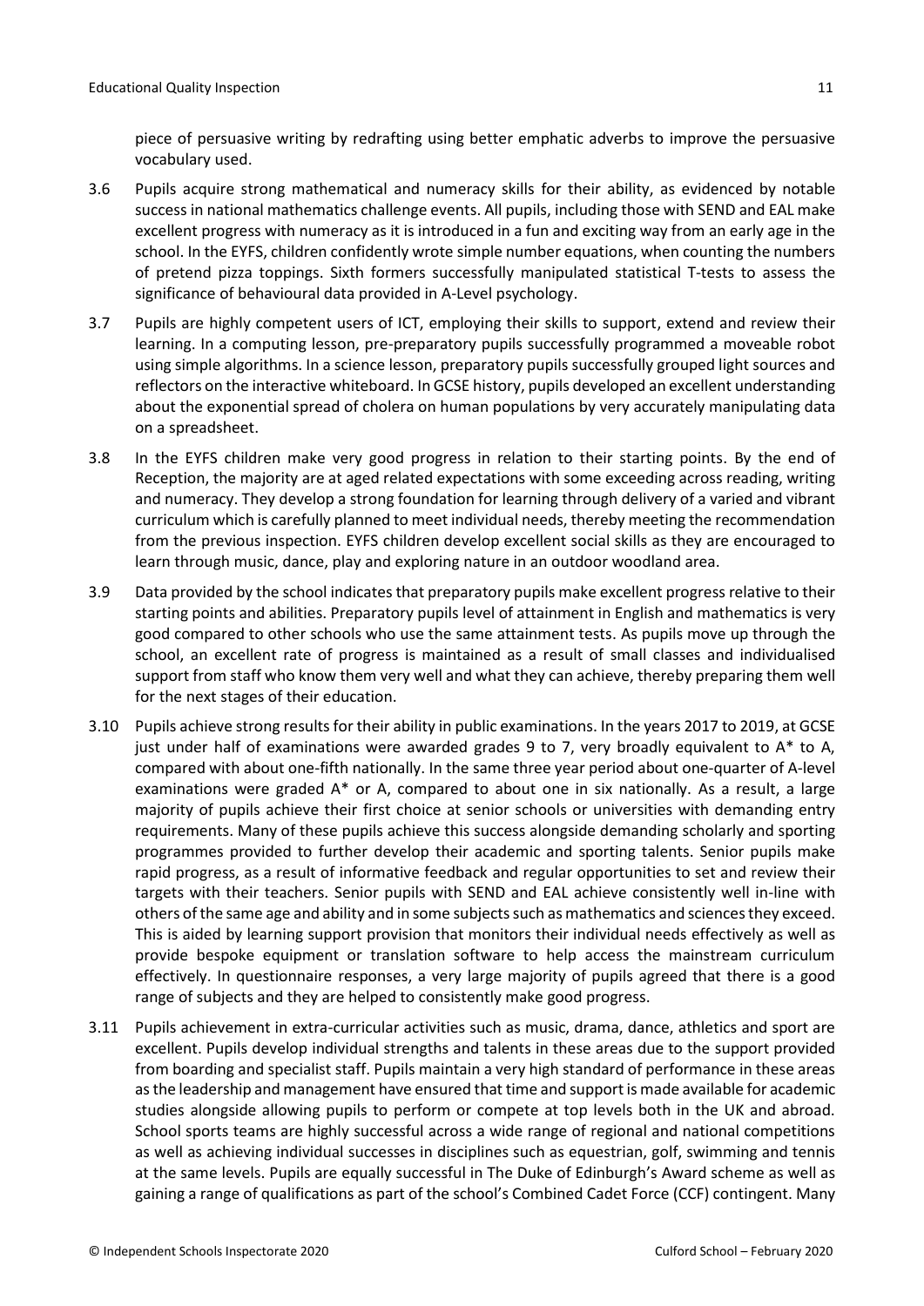piece of persuasive writing by redrafting using better emphatic adverbs to improve the persuasive vocabulary used.

3.6 Pupils acquire strong mathematical and numeracy skills for their ability, as evidenced by notable success in national mathematics challenge events. All pupils, including those with SEND and EAL make excellent progress with numeracy as it is introduced in a fun and exciting way from an early age in the school. In the EYFS, children confidently wrote simple number equations, when counting the numbers of pretend pizza toppings. Sixth formers successfully manipulated statistical T-tests to assess the significance of behavioural data provided in A-Level psychology.

3.7 Pupils are highly competent users of ICT, employing their skills to support, extend and review their learning. In a computing lesson, pre-preparatory pupils successfully programmed a moveable robot using simple algorithms. In a science lesson, preparatory pupils successfully grouped light sources and reflectors on the interactive whiteboard. In GCSE history, pupils developed an excellent understanding about the exponential spread of cholera on human populations by very accurately manipulating data on a spreadsheet.

3.8 In the EYFS children make very good progress in relation to their starting points. By the end of Reception, the majority are at aged related expectations with some exceeding across reading, writing and numeracy. They develop a strong foundation for learning through delivery of a varied and vibrant curriculum which is carefully planned to meet individual needs, thereby meeting the recommendation from the previous inspection. EYFS children develop excellent social skills as they are encouraged to learn through music, dance, play and exploring nature in an outdoor woodland area.

3.9 Data provided by the school indicates that preparatory pupils make excellent progress relative to their starting points and abilities. Preparatory pupils level of attainment in English and mathematics is very good compared to other schools who use the same attainment tests. As pupils move up through the school, an excellent rate of progress is maintained as a result of small classes and individualised support from staff who know them very well and what they can achieve, thereby preparing them well for the next stages of their education.

3.10 Pupils achieve strong results for their ability in public examinations. In the years 2017 to 2019, at GCSE just under half of examinations were awarded grades 9 to 7, very broadly equivalent to A* to A, compared with about one-fifth nationally. In the same three year period about one-quarter of A-level examinations were graded A* or A, compared to about one in six nationally. As a result, a large majority of pupils achieve their first choice at senior schools or universities with demanding entry requirements. Many of these pupils achieve this success alongside demanding scholarly and sporting programmes provided to further develop their academic and sporting talents. Senior pupils make rapid progress, as a result of informative feedback and regular opportunities to set and review their targets with their teachers. Senior pupils with SEND and EAL achieve consistently well in-line with others of the same age and ability and in some subjects such as mathematics and sciences they exceed. This is aided by learning support provision that monitors their individual needs effectively as well as provide bespoke equipment or translation software to help access the mainstream curriculum effectively. In questionnaire responses, a very large majority of pupils agreed that there is a good range of subjects and they are helped to consistently make good progress.

3.11 Pupils achievement in extra-curricular activities such as music, drama, dance, athletics and sport are excellent. Pupils develop individual strengths and talents in these areas due to the support provided from boarding and specialist staff. Pupils maintain a very high standard of performance in these areas as the leadership and management have ensured that time and support is made available for academic studies alongside allowing pupils to perform or compete at top levels both in the UK and abroad. School sports teams are highly successful across a wide range of regional and national competitions as well as achieving individual successes in disciplines such as equestrian, golf, swimming and tennis at the same levels. Pupils are equally successful in The Duke of Edinburgh's Award scheme as well as gaining a range of qualifications as part of the school's Combined Cadet Force (CCF) contingent. Many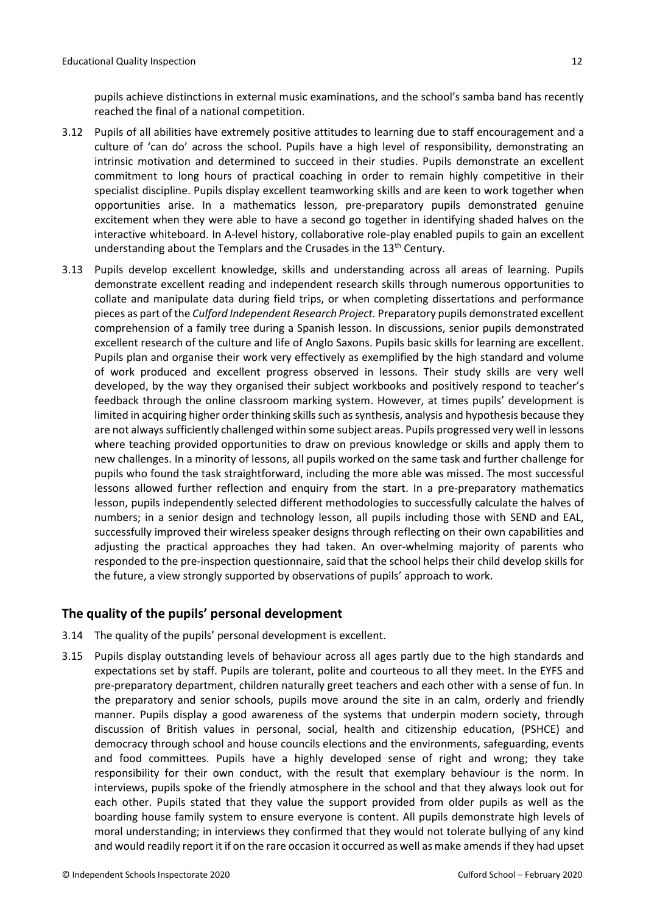pupils achieve distinctions in external music examinations, and the school's samba band has recently reached the final of a national competition.

3.12 Pupils of all abilities have extremely positive attitudes to learning due to staff encouragement and a culture of 'can do' across the school. Pupils have a high level of responsibility, demonstrating an intrinsic motivation and determined to succeed in their studies. Pupils demonstrate an excellent commitment to long hours of practical coaching in order to remain highly competitive in their specialist discipline. Pupils display excellent teamworking skills and are keen to work together when opportunities arise. In a mathematics lesson, pre-preparatory pupils demonstrated genuine excitement when they were able to have a second go together in identifying shaded halves on the interactive whiteboard. In A-level history, collaborative role-play enabled pupils to gain an excellent understanding about the Templars and the Crusades in the 13th Century.

3.13 Pupils develop excellent knowledge, skills and understanding across all areas of learning. Pupils demonstrate excellent reading and independent research skills through numerous opportunities to collate and manipulate data during field trips, or when completing dissertations and performance pieces as part of the *Culford Independent Research Project.* Preparatory pupils demonstrated excellent comprehension of a family tree during a Spanish lesson. In discussions, senior pupils demonstrated excellent research of the culture and life of Anglo Saxons. Pupils basic skills for learning are excellent. Pupils plan and organise their work very effectively as exemplified by the high standard and volume of work produced and excellent progress observed in lessons. Their study skills are very well developed, by the way they organised their subject workbooks and positively respond to teacher's feedback through the online classroom marking system. However, at times pupils' development is limited in acquiring higher order thinking skills such as synthesis, analysis and hypothesis because they are not always sufficiently challenged within some subject areas. Pupils progressed very well in lessons where teaching provided opportunities to draw on previous knowledge or skills and apply them to new challenges. In a minority of lessons, all pupils worked on the same task and further challenge for pupils who found the task straightforward, including the more able was missed. The most successful lessons allowed further reflection and enquiry from the start. In a pre-preparatory mathematics lesson, pupils independently selected different methodologies to successfully calculate the halves of numbers; in a senior design and technology lesson, all pupils including those with SEND and EAL, successfully improved their wireless speaker designs through reflecting on their own capabilities and adjusting the practical approaches they had taken. An over-whelming majority of parents who responded to the pre-inspection questionnaire, said that the school helps their child develop skills for the future, a view strongly supported by observations of pupils' approach to work.

## The quality of the pupils' personal development

3.14 The quality of the pupils' personal development is excellent.

3.15 Pupils display outstanding levels of behaviour across all ages partly due to the high standards and expectations set by staff. Pupils are tolerant, polite and courteous to all they meet. In the EYFS and pre-preparatory department, children naturally greet teachers and each other with a sense of fun. In the preparatory and senior schools, pupils move around the site in an calm, orderly and friendly manner. Pupils display a good awareness of the systems that underpin modern society, through discussion of British values in personal, social, health and citizenship education, (PSHCE) and democracy through school and house councils elections and the environments, safeguarding, events and food committees. Pupils have a highly developed sense of right and wrong; they take responsibility for their own conduct, with the result that exemplary behaviour is the norm. In interviews, pupils spoke of the friendly atmosphere in the school and that they always look out for each other. Pupils stated that they value the support provided from older pupils as well as the boarding house family system to ensure everyone is content. All pupils demonstrate high levels of moral understanding; in interviews they confirmed that they would not tolerate bullying of any kind and would readily report it if on the rare occasion it occurred as well as make amends if they had upset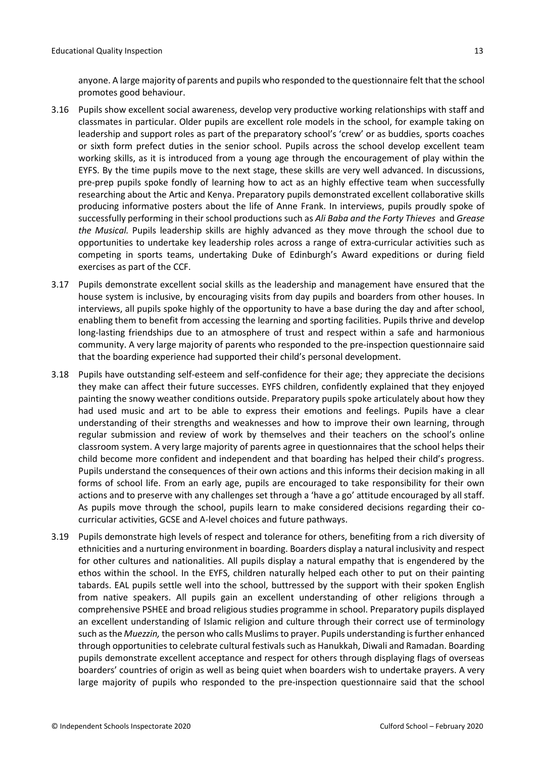anyone. A large majority of parents and pupils who responded to the questionnaire felt that the school promotes good behaviour.

3.16 Pupils show excellent social awareness, develop very productive working relationships with staff and classmates in particular. Older pupils are excellent role models in the school, for example taking on leadership and support roles as part of the preparatory school's 'crew' or as buddies, sports coaches or sixth form prefect duties in the senior school. Pupils across the school develop excellent team working skills, as it is introduced from a young age through the encouragement of play within the EYFS. By the time pupils move to the next stage, these skills are very well advanced. In discussions, pre-prep pupils spoke fondly of learning how to act as an highly effective team when successfully researching about the Artic and Kenya. Preparatory pupils demonstrated excellent collaborative skills producing informative posters about the life of Anne Frank. In interviews, pupils proudly spoke of successfully performing in their school productions such as *Ali Baba and the Forty Thieves* and *Grease the Musical.* Pupils leadership skills are highly advanced as they move through the school due to opportunities to undertake key leadership roles across a range of extra-curricular activities such as competing in sports teams, undertaking Duke of Edinburgh's Award expeditions or during field exercises as part of the CCF.

3.17 Pupils demonstrate excellent social skills as the leadership and management have ensured that the house system is inclusive, by encouraging visits from day pupils and boarders from other houses. In interviews, all pupils spoke highly of the opportunity to have a base during the day and after school, enabling them to benefit from accessing the learning and sporting facilities. Pupils thrive and develop long-lasting friendships due to an atmosphere of trust and respect within a safe and harmonious community. A very large majority of parents who responded to the pre-inspection questionnaire said that the boarding experience had supported their child's personal development.

3.18 Pupils have outstanding self-esteem and self-confidence for their age; they appreciate the decisions they make can affect their future successes. EYFS children, confidently explained that they enjoyed painting the snowy weather conditions outside. Preparatory pupils spoke articulately about how they had used music and art to be able to express their emotions and feelings. Pupils have a clear understanding of their strengths and weaknesses and how to improve their own learning, through regular submission and review of work by themselves and their teachers on the school's online classroom system. A very large majority of parents agree in questionnaires that the school helps their child become more confident and independent and that boarding has helped their child's progress. Pupils understand the consequences of their own actions and this informs their decision making in all forms of school life. From an early age, pupils are encouraged to take responsibility for their own actions and to preserve with any challenges set through a 'have a go' attitude encouraged by all staff. As pupils move through the school, pupils learn to make considered decisions regarding their co-curricular activities, GCSE and A-level choices and future pathways.

3.19 Pupils demonstrate high levels of respect and tolerance for others, benefiting from a rich diversity of ethnicities and a nurturing environment in boarding. Boarders display a natural inclusivity and respect for other cultures and nationalities. All pupils display a natural empathy that is engendered by the ethos within the school. In the EYFS, children naturally helped each other to put on their painting tabards. EAL pupils settle well into the school, buttressed by the support with their spoken English from native speakers. All pupils gain an excellent understanding of other religions through a comprehensive PSHEE and broad religious studies programme in school. Preparatory pupils displayed an excellent understanding of Islamic religion and culture through their correct use of terminology such as the *Muezzin,* the person who calls Muslims to prayer. Pupils understanding is further enhanced through opportunities to celebrate cultural festivals such as Hanukkah, Diwali and Ramadan. Boarding pupils demonstrate excellent acceptance and respect for others through displaying flags of overseas boarders' countries of origin as well as being quiet when boarders wish to undertake prayers. A very large majority of pupils who responded to the pre-inspection questionnaire said that the school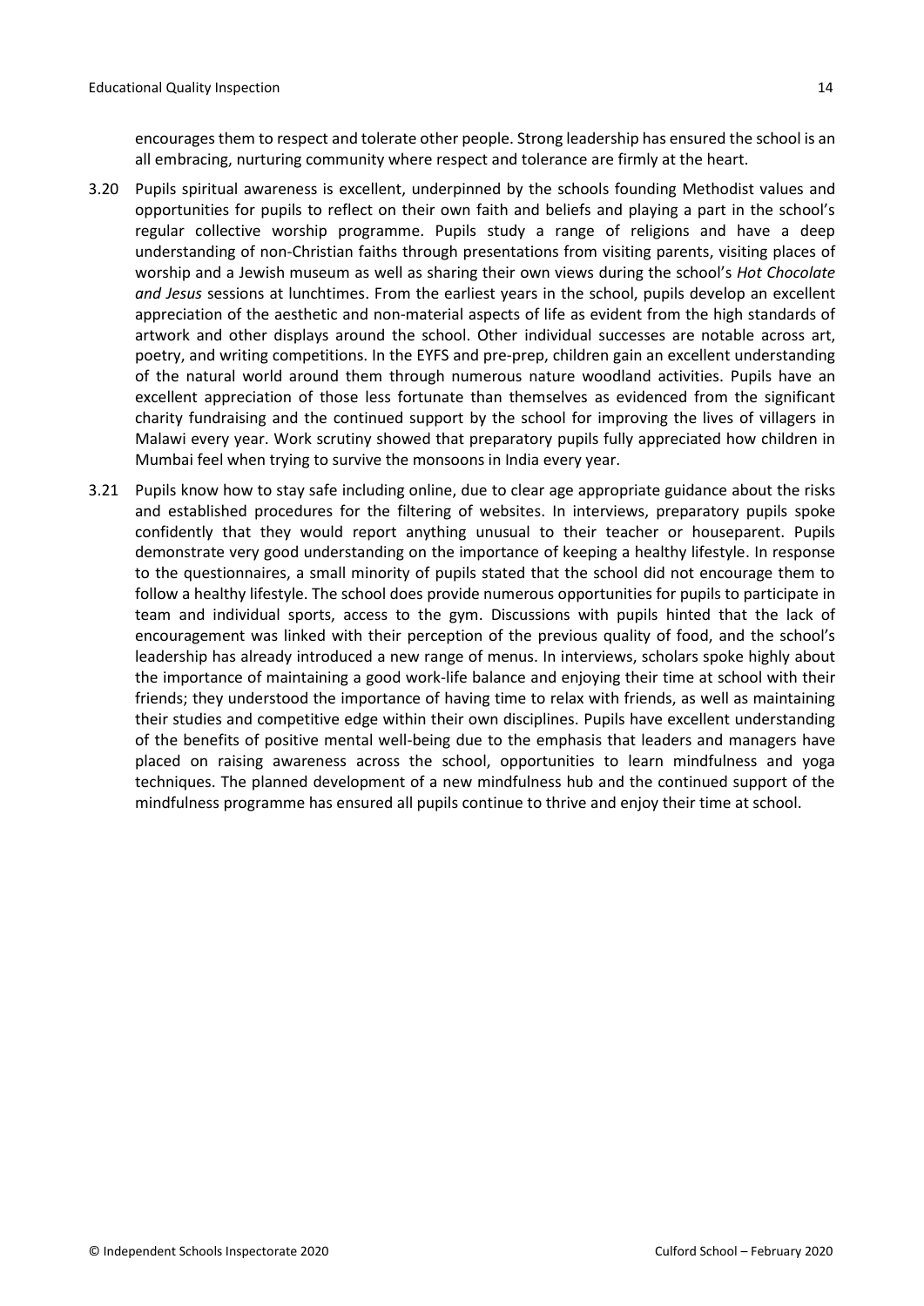encourages them to respect and tolerate other people. Strong leadership has ensured the school is an all embracing, nurturing community where respect and tolerance are firmly at the heart.

3.20 Pupils spiritual awareness is excellent, underpinned by the schools founding Methodist values and opportunities for pupils to reflect on their own faith and beliefs and playing a part in the school's regular collective worship programme. Pupils study a range of religions and have a deep understanding of non-Christian faiths through presentations from visiting parents, visiting places of worship and a Jewish museum as well as sharing their own views during the school's *Hot Chocolate and Jesus* sessions at lunchtimes. From the earliest years in the school, pupils develop an excellent appreciation of the aesthetic and non-material aspects of life as evident from the high standards of artwork and other displays around the school. Other individual successes are notable across art, poetry, and writing competitions. In the EYFS and pre-prep, children gain an excellent understanding of the natural world around them through numerous nature woodland activities. Pupils have an excellent appreciation of those less fortunate than themselves as evidenced from the significant charity fundraising and the continued support by the school for improving the lives of villagers in Malawi every year. Work scrutiny showed that preparatory pupils fully appreciated how children in Mumbai feel when trying to survive the monsoons in India every year.

3.21 Pupils know how to stay safe including online, due to clear age appropriate guidance about the risks and established procedures for the filtering of websites. In interviews, preparatory pupils spoke confidently that they would report anything unusual to their teacher or houseparent. Pupils demonstrate very good understanding on the importance of keeping a healthy lifestyle. In response to the questionnaires, a small minority of pupils stated that the school did not encourage them to follow a healthy lifestyle. The school does provide numerous opportunities for pupils to participate in team and individual sports, access to the gym. Discussions with pupils hinted that the lack of encouragement was linked with their perception of the previous quality of food, and the school's leadership has already introduced a new range of menus. In interviews, scholars spoke highly about the importance of maintaining a good work-life balance and enjoying their time at school with their friends; they understood the importance of having time to relax with friends, as well as maintaining their studies and competitive edge within their own disciplines. Pupils have excellent understanding of the benefits of positive mental well-being due to the emphasis that leaders and managers have placed on raising awareness across the school, opportunities to learn mindfulness and yoga techniques. The planned development of a new mindfulness hub and the continued support of the mindfulness programme has ensured all pupils continue to thrive and enjoy their time at school.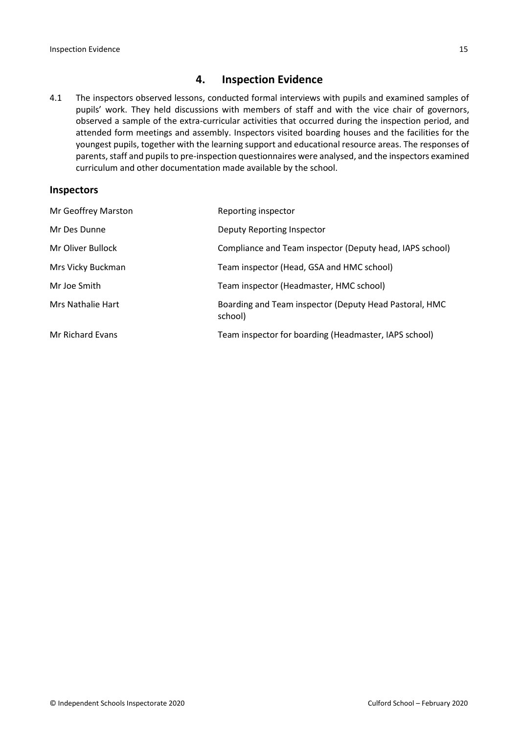## 4. Inspection Evidence

4.1 The inspectors observed lessons, conducted formal interviews with pupils and examined samples of pupils' work. They held discussions with members of staff and with the vice chair of governors, observed a sample of the extra-curricular activities that occurred during the inspection period, and attended form meetings and assembly. Inspectors visited boarding houses and the facilities for the youngest pupils, together with the learning support and educational resource areas. The responses of parents, staff and pupils to pre-inspection questionnaires were analysed, and the inspectors examined curriculum and other documentation made available by the school.

### Inspectors

| | |
|---|---|
| Mr Geoffrey Marston | Reporting inspector |
| Mr Des Dunne | Deputy Reporting Inspector |
| Mr Oliver Bullock | Compliance and Team inspector (Deputy head, IAPS school) |
| Mrs Vicky Buckman | Team inspector (Head, GSA and HMC school) |
| Mr Joe Smith | Team inspector (Headmaster, HMC school) |
| Mrs Nathalie Hart | Boarding and Team inspector (Deputy Head Pastoral, HMC school) |
| Mr Richard Evans | Team inspector for boarding (Headmaster, IAPS school) |